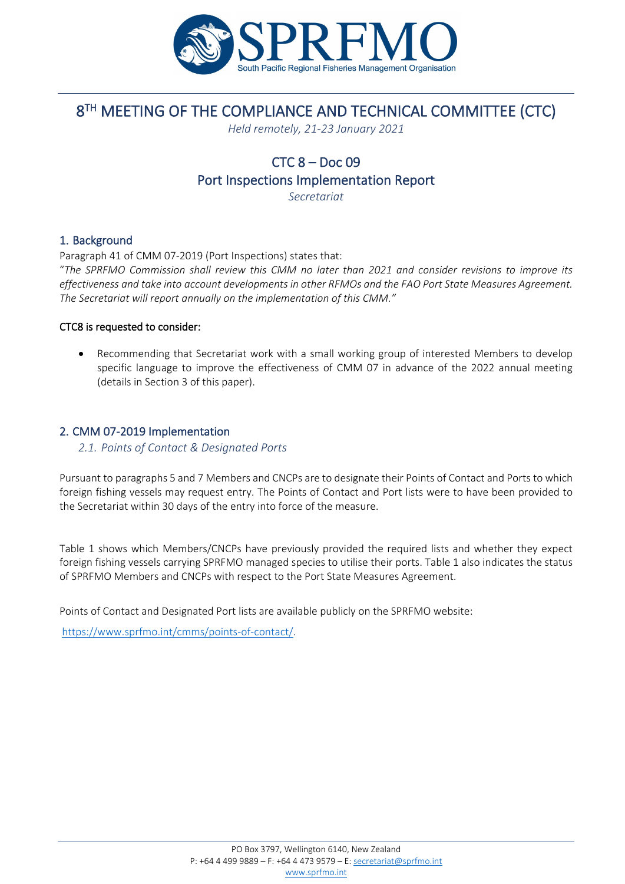# 8[TH] MEETING OF THE COMPLIANCE AND TECHNICAL COMMITTEE (CTC)

*Held remotely, 21-23 January 2021*

## CTC 8 – Doc 09
## Port Inspections Implementation Report

*Secretariat*

## 1. Background

Paragraph 41 of CMM 07-2019 (Port Inspections) states that:

"*The SPRFMO Commission shall review this CMM no later than 2021 and consider revisions to improve its effectiveness and take into account developments in other RFMOs and the FAO Port State Measures Agreement. The Secretariat will report annually on the implementation of this CMM.*"

**CTC8 is requested to consider:**

- Recommending that Secretariat work with a small working group of interested Members to develop specific language to improve the effectiveness of CMM 07 in advance of the 2022 annual meeting (details in Section 3 of this paper).

## 2. CMM 07-2019 Implementation

### *2.1. Points of Contact & Designated Ports*

Pursuant to paragraphs 5 and 7 Members and CNCPs are to designate their Points of Contact and Ports to which foreign fishing vessels may request entry. The Points of Contact and Port lists were to have been provided to the Secretariat within 30 days of the entry into force of the measure.

Table 1 shows which Members/CNCPs have previously provided the required lists and whether they expect foreign fishing vessels carrying SPRFMO managed species to utilise their ports. Table 1 also indicates the status of SPRFMO Members and CNCPs with respect to the Port State Measures Agreement.

Points of Contact and Designated Port lists are available publicly on the SPRFMO website:

https://www.sprfmo.int/cmms/points-of-contact/.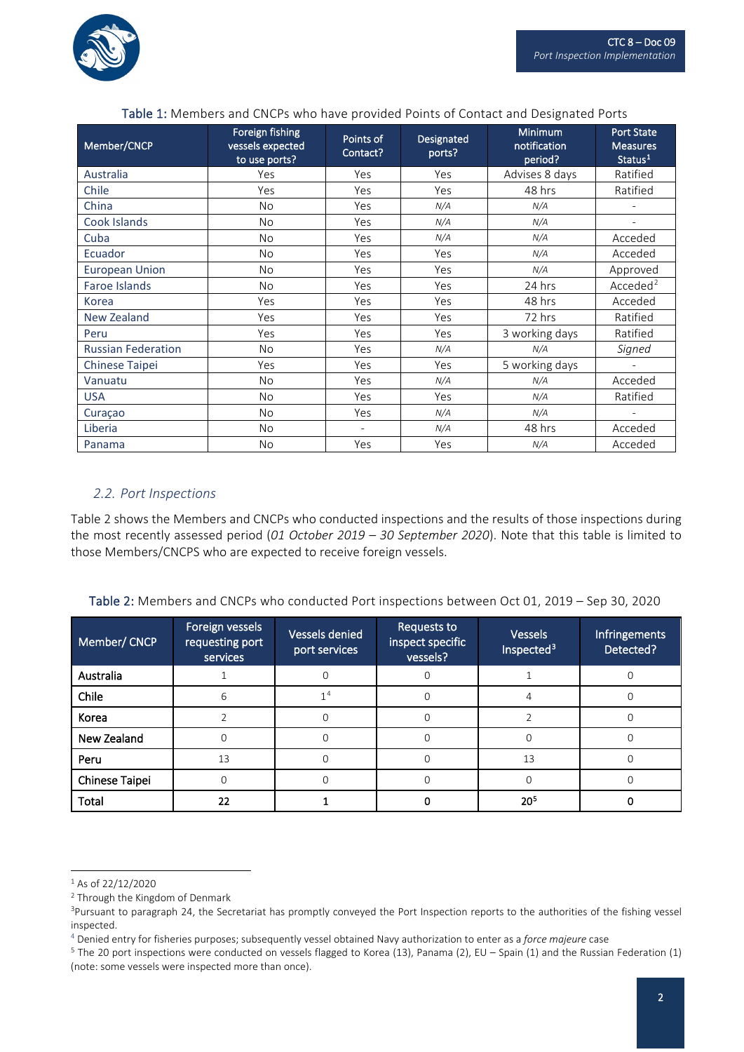Table 1: Members and CNCPs who have provided Points of Contact and Designated Ports

| Member/CNCP | Foreign fishing vessels expected to use ports? | Points of Contact? | Designated ports? | Minimum notification period? | Port State Measures Status[1] |
|---|---|---|---|---|---|
| Australia | Yes | Yes | Yes | Advises 8 days | Ratified |
| Chile | Yes | Yes | Yes | 48 hrs | Ratified |
| China | No | Yes | *N/A* | *N/A* | - |
| Cook Islands | No | Yes | *N/A* | *N/A* | - |
| Cuba | No | Yes | *N/A* | *N/A* | Acceded |
| Ecuador | No | Yes | Yes | *N/A* | Acceded |
| European Union | No | Yes | Yes | *N/A* | Approved |
| Faroe Islands | No | Yes | Yes | 24 hrs | Acceded[2] |
| Korea | Yes | Yes | Yes | 48 hrs | Acceded |
| New Zealand | Yes | Yes | Yes | 72 hrs | Ratified |
| Peru | Yes | Yes | Yes | 3 working days | Ratified |
| Russian Federation | No | Yes | *N/A* | *N/A* | *Signed* |
| Chinese Taipei | Yes | Yes | Yes | 5 working days | - |
| Vanuatu | No | Yes | *N/A* | *N/A* | Acceded |
| USA | No | Yes | Yes | *N/A* | Ratified |
| Curaçao | No | Yes | *N/A* | *N/A* | - |
| Liberia | No | - | *N/A* | 48 hrs | Acceded |
| Panama | No | Yes | Yes | *N/A* | Acceded |

### *2.2. Port Inspections*

Table 2 shows the Members and CNCPs who conducted inspections and the results of those inspections during the most recently assessed period (*01 October 2019 – 30 September 2020*). Note that this table is limited to those Members/CNCPS who are expected to receive foreign vessels.

Table 2: Members and CNCPs who conducted Port inspections between Oct 01, 2019 – Sep 30, 2020

| Member/ CNCP | Foreign vessels requesting port services | Vessels denied port services | Requests to inspect specific vessels? | Vessels Inspected[3] | Infringements Detected? |
|---|---|---|---|---|---|
| **Australia** | 1 | 0 | 0 | 1 | 0 |
| **Chile** | 6 | 1[4] | 0 | 4 | 0 |
| **Korea** | 2 | 0 | 0 | 2 | 0 |
| **New Zealand** | 0 | 0 | 0 | 0 | 0 |
| **Peru** | 13 | 0 | 0 | 13 | 0 |
| **Chinese Taipei** | 0 | 0 | 0 | 0 | 0 |
| **Total** | **22** | **1** | **0** | **20[5]** | **0** |

[1] As of 22/12/2020

[2] Through the Kingdom of Denmark

[3] Pursuant to paragraph 24, the Secretariat has promptly conveyed the Port Inspection reports to the authorities of the fishing vessel inspected.

[4] Denied entry for fisheries purposes; subsequently vessel obtained Navy authorization to enter as a *force majeure* case

[5] The 20 port inspections were conducted on vessels flagged to Korea (13), Panama (2), EU – Spain (1) and the Russian Federation (1) (note: some vessels were inspected more than once).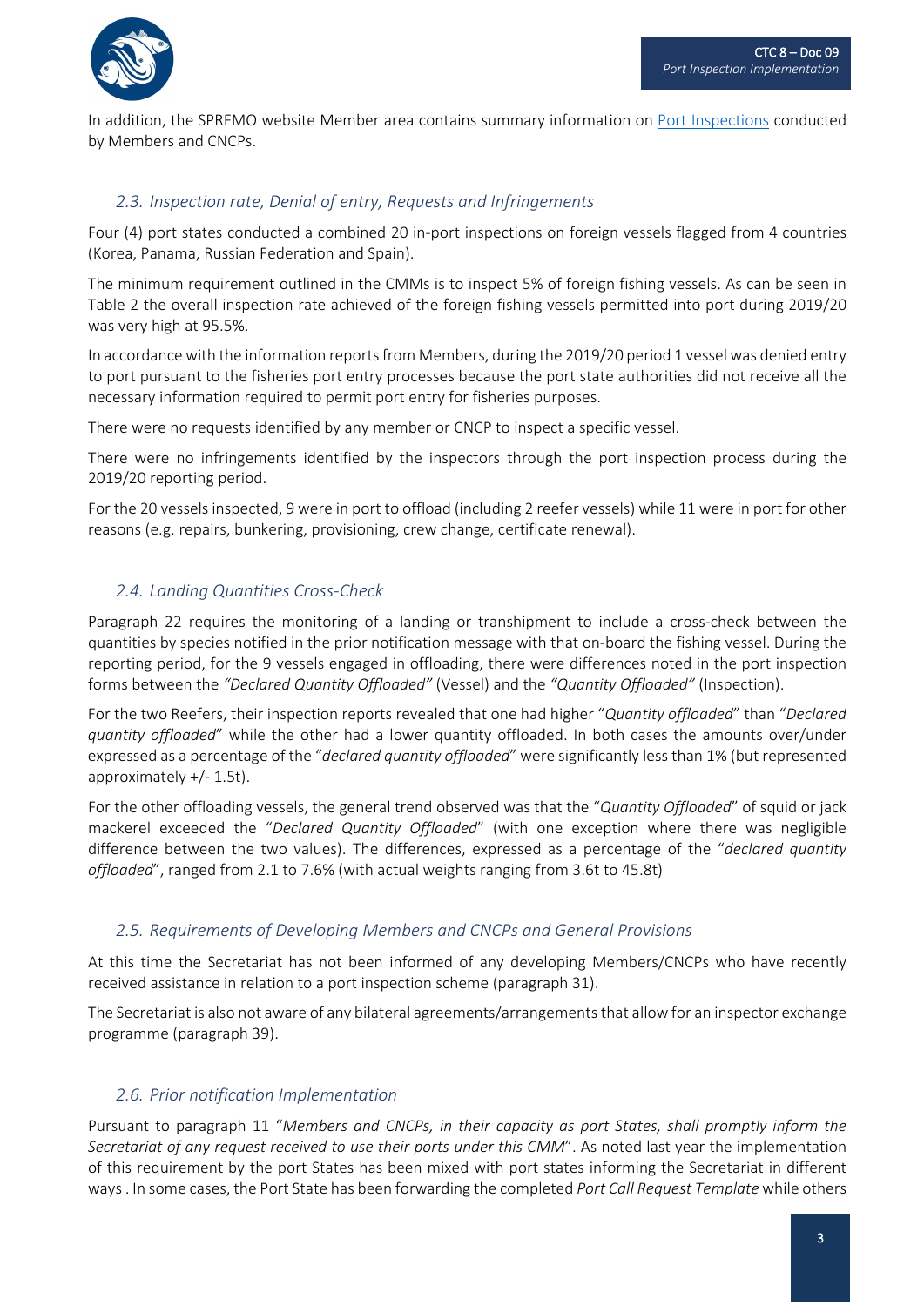In addition, the SPRFMO website Member area contains summary information on Port Inspections conducted by Members and CNCPs.

### *2.3. Inspection rate, Denial of entry, Requests and Infringements*

Four (4) port states conducted a combined 20 in-port inspections on foreign vessels flagged from 4 countries (Korea, Panama, Russian Federation and Spain).

The minimum requirement outlined in the CMMs is to inspect 5% of foreign fishing vessels. As can be seen in Table 2 the overall inspection rate achieved of the foreign fishing vessels permitted into port during 2019/20 was very high at 95.5%.

In accordance with the information reports from Members, during the 2019/20 period 1 vessel was denied entry to port pursuant to the fisheries port entry processes because the port state authorities did not receive all the necessary information required to permit port entry for fisheries purposes.

There were no requests identified by any member or CNCP to inspect a specific vessel.

There were no infringements identified by the inspectors through the port inspection process during the 2019/20 reporting period.

For the 20 vessels inspected, 9 were in port to offload (including 2 reefer vessels) while 11 were in port for other reasons (e.g. repairs, bunkering, provisioning, crew change, certificate renewal).

### *2.4. Landing Quantities Cross-Check*

Paragraph 22 requires the monitoring of a landing or transhipment to include a cross-check between the quantities by species notified in the prior notification message with that on-board the fishing vessel. During the reporting period, for the 9 vessels engaged in offloading, there were differences noted in the port inspection forms between the *"Declared Quantity Offloaded"* (Vessel) and the *"Quantity Offloaded"* (Inspection).

For the two Reefers, their inspection reports revealed that one had higher "*Quantity offloaded*" than "*Declared quantity offloaded*" while the other had a lower quantity offloaded. In both cases the amounts over/under expressed as a percentage of the "*declared quantity offloaded*" were significantly less than 1% (but represented approximately +/- 1.5t).

For the other offloading vessels, the general trend observed was that the "*Quantity Offloaded*" of squid or jack mackerel exceeded the "*Declared Quantity Offloaded*" (with one exception where there was negligible difference between the two values). The differences, expressed as a percentage of the "*declared quantity offloaded*", ranged from 2.1 to 7.6% (with actual weights ranging from 3.6t to 45.8t)

### *2.5. Requirements of Developing Members and CNCPs and General Provisions*

At this time the Secretariat has not been informed of any developing Members/CNCPs who have recently received assistance in relation to a port inspection scheme (paragraph 31).

The Secretariat is also not aware of any bilateral agreements/arrangements that allow for an inspector exchange programme (paragraph 39).

### *2.6. Prior notification Implementation*

Pursuant to paragraph 11 "*Members and CNCPs, in their capacity as port States, shall promptly inform the Secretariat of any request received to use their ports under this CMM*". As noted last year the implementation of this requirement by the port States has been mixed with port states informing the Secretariat in different ways . In some cases, the Port State has been forwarding the completed *Port Call Request Template* while others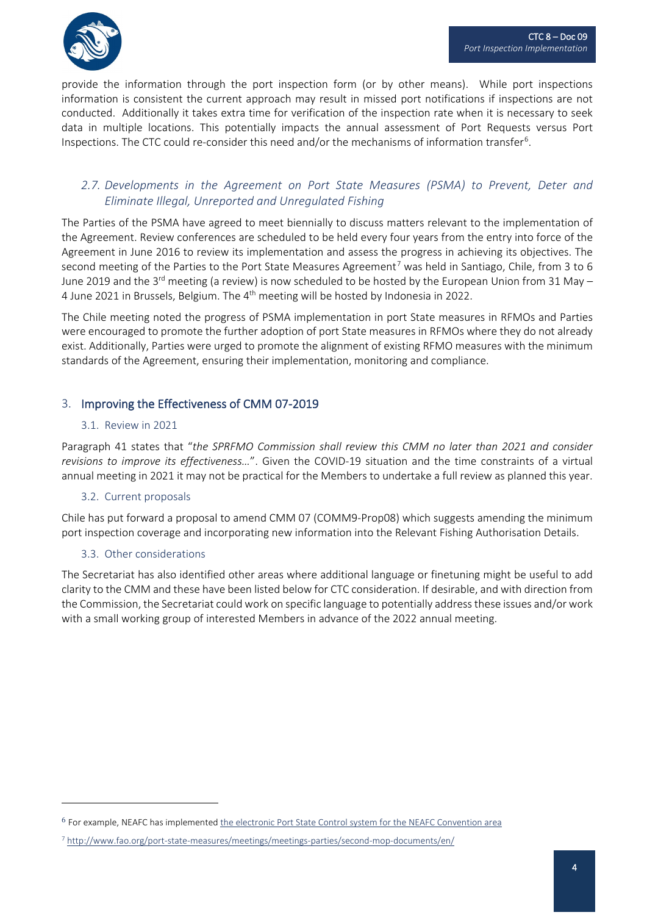provide the information through the port inspection form (or by other means). While port inspections information is consistent the current approach may result in missed port notifications if inspections are not conducted. Additionally it takes extra time for verification of the inspection rate when it is necessary to seek data in multiple locations. This potentially impacts the annual assessment of Port Requests versus Port Inspections. The CTC could re-consider this need and/or the mechanisms of information transfer[6].

### *2.7. Developments in the Agreement on Port State Measures (PSMA) to Prevent, Deter and Eliminate Illegal, Unreported and Unregulated Fishing*

The Parties of the PSMA have agreed to meet biennially to discuss matters relevant to the implementation of the Agreement. Review conferences are scheduled to be held every four years from the entry into force of the Agreement in June 2016 to review its implementation and assess the progress in achieving its objectives. The second meeting of the Parties to the Port State Measures Agreement[7] was held in Santiago, Chile, from 3 to 6 June 2019 and the 3rd meeting (a review) is now scheduled to be hosted by the European Union from 31 May – 4 June 2021 in Brussels, Belgium. The 4th meeting will be hosted by Indonesia in 2022.

The Chile meeting noted the progress of PSMA implementation in port State measures in RFMOs and Parties were encouraged to promote the further adoption of port State measures in RFMOs where they do not already exist. Additionally, Parties were urged to promote the alignment of existing RFMO measures with the minimum standards of the Agreement, ensuring their implementation, monitoring and compliance.

## 3. Improving the Effectiveness of CMM 07-2019

### 3.1. Review in 2021

Paragraph 41 states that "*the SPRFMO Commission shall review this CMM no later than 2021 and consider revisions to improve its effectiveness…*". Given the COVID-19 situation and the time constraints of a virtual annual meeting in 2021 it may not be practical for the Members to undertake a full review as planned this year.

### 3.2. Current proposals

Chile has put forward a proposal to amend CMM 07 (COMM9-Prop08) which suggests amending the minimum port inspection coverage and incorporating new information into the Relevant Fishing Authorisation Details.

### 3.3. Other considerations

The Secretariat has also identified other areas where additional language or finetuning might be useful to add clarity to the CMM and these have been listed below for CTC consideration. If desirable, and with direction from the Commission, the Secretariat could work on specific language to potentially address these issues and/or work with a small working group of interested Members in advance of the 2022 annual meeting.

---

[6] For example, NEAFC has implemented the electronic Port State Control system for the NEAFC Convention area

[7] http://www.fao.org/port-state-measures/meetings/meetings-parties/second-mop-documents/en/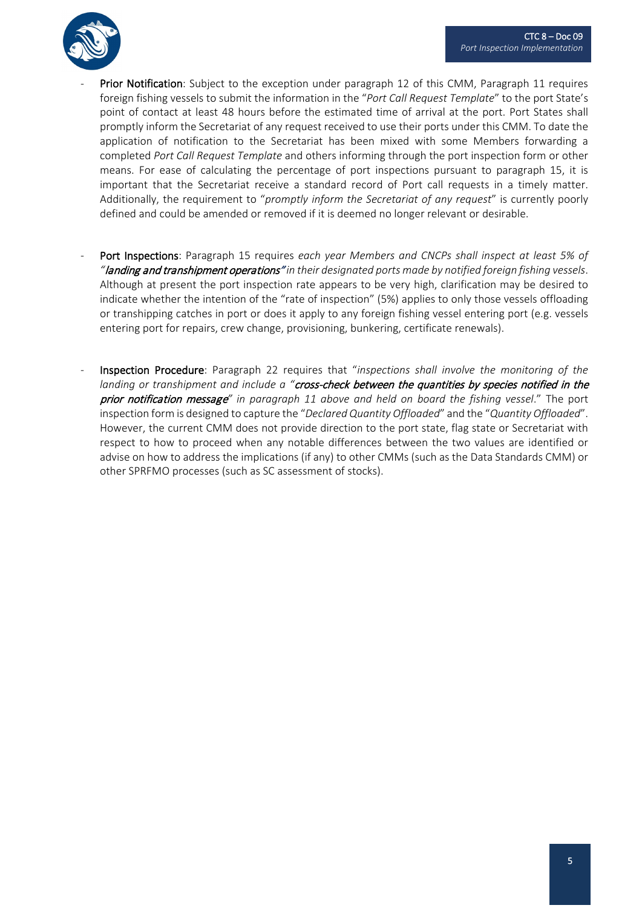- **Prior Notification**: Subject to the exception under paragraph 12 of this CMM, Paragraph 11 requires foreign fishing vessels to submit the information in the "*Port Call Request Template*" to the port State's point of contact at least 48 hours before the estimated time of arrival at the port. Port States shall promptly inform the Secretariat of any request received to use their ports under this CMM. To date the application of notification to the Secretariat has been mixed with some Members forwarding a completed *Port Call Request Template* and others informing through the port inspection form or other means. For ease of calculating the percentage of port inspections pursuant to paragraph 15, it is important that the Secretariat receive a standard record of Port call requests in a timely matter. Additionally, the requirement to "*promptly inform the Secretariat of any request*" is currently poorly defined and could be amended or removed if it is deemed no longer relevant or desirable.

- **Port Inspections**: Paragraph 15 requires *each year Members and CNCPs shall inspect at least 5% of "**landing and transhipment operations"** in their designated ports made by notified foreign fishing vessels*. Although at present the port inspection rate appears to be very high, clarification may be desired to indicate whether the intention of the "rate of inspection" (5%) applies to only those vessels offloading or transhipping catches in port or does it apply to any foreign fishing vessel entering port (e.g. vessels entering port for repairs, crew change, provisioning, bunkering, certificate renewals).

- **Inspection Procedure**: Paragraph 22 requires that "*inspections shall involve the monitoring of the landing or transhipment and include a "**cross-check between the quantities by species notified in the prior notification message**" in paragraph 11 above and held on board the fishing vessel*." The port inspection form is designed to capture the "*Declared Quantity Offloaded*" and the "*Quantity Offloaded*". However, the current CMM does not provide direction to the port state, flag state or Secretariat with respect to how to proceed when any notable differences between the two values are identified or advise on how to address the implications (if any) to other CMMs (such as the Data Standards CMM) or other SPRFMO processes (such as SC assessment of stocks).